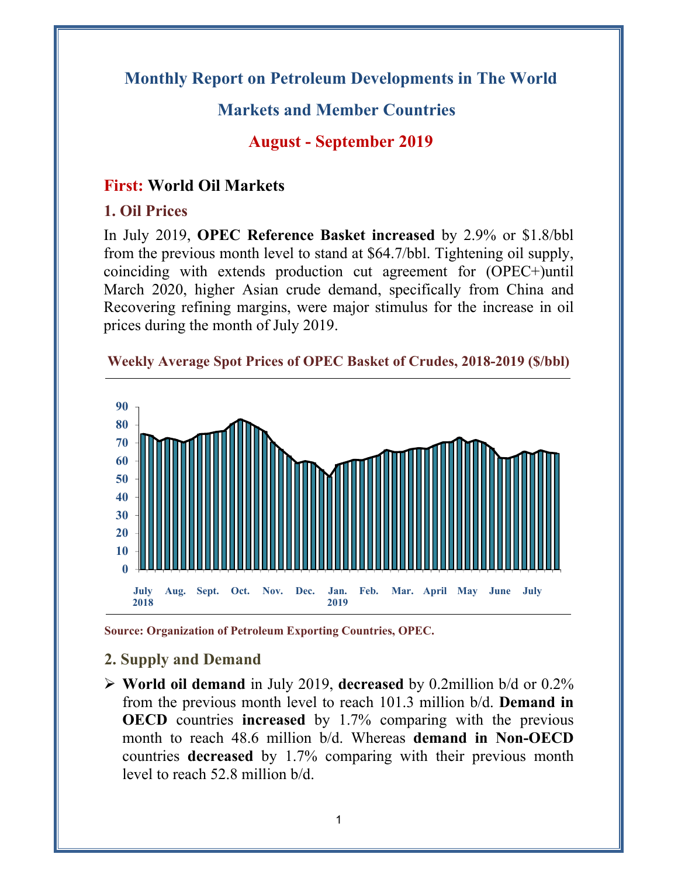# Monthly Report on Petroleum Developments in The World Markets and Member Countries

## August - September 2019

## First: World Oil Markets

### 1. Oil Prices

In July 2019, **OPEC Reference Basket increased** by 2.9% or $1.8/bbl from the previous month level to stand at $64.7/bbl. Tightening oil supply, coinciding with extends production cut agreement for (OPEC+)until March 2020, higher Asian crude demand, specifically from China and Recovering refining margins, were major stimulus for the increase in oil prices during the month of July 2019.

**Weekly Average Spot Prices of OPEC Basket of Crudes, 2018-2019 ($/bbl)**

Source: Organization of Petroleum Exporting Countries, OPEC.

### 2. Supply and Demand

- **World oil demand** in July 2019, **decreased** by 0.2million b/d or 0.2% from the previous month level to reach 101.3 million b/d. **Demand in OECD** countries **increased** by 1.7% comparing with the previous month to reach 48.6 million b/d. Whereas **demand in Non-OECD** countries **decreased** by 1.7% comparing with their previous month level to reach 52.8 million b/d.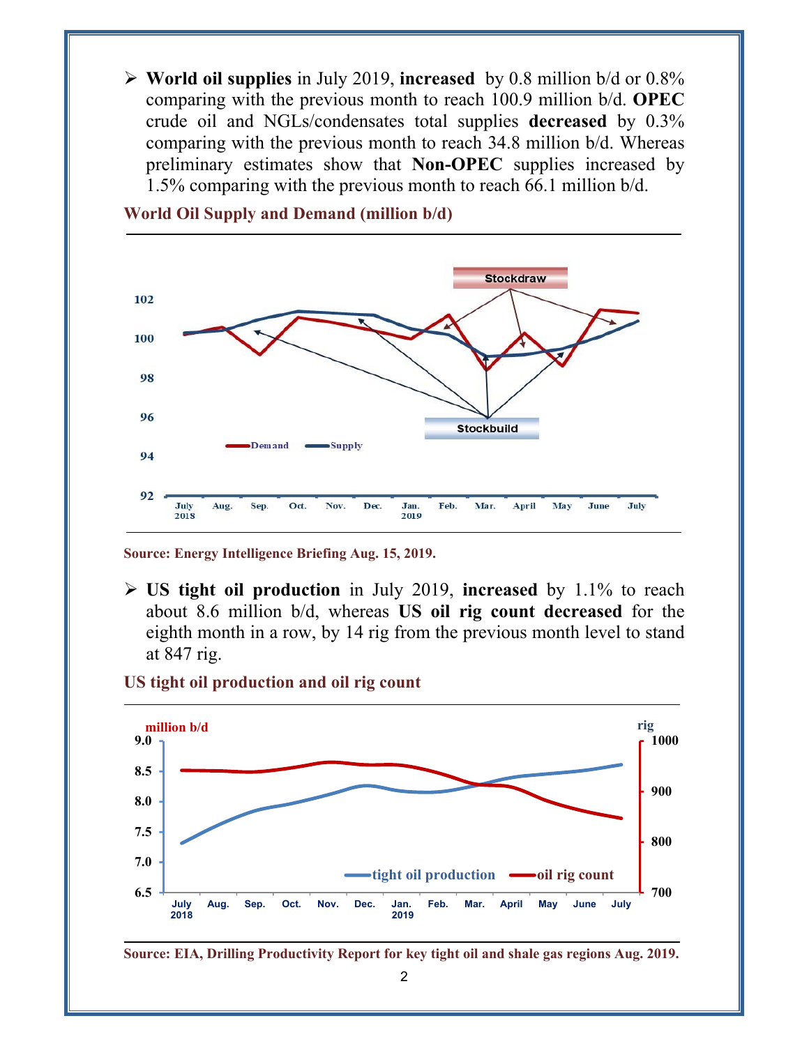- **World oil supplies** in July 2019, **increased** by 0.8 million b/d or 0.8% comparing with the previous month to reach 100.9 million b/d. **OPEC** crude oil and NGLs/condensates total supplies **decreased** by 0.3% comparing with the previous month to reach 34.8 million b/d. Whereas preliminary estimates show that **Non-OPEC** supplies increased by 1.5% comparing with the previous month to reach 66.1 million b/d.

**World Oil Supply and Demand (million b/d)**

**Source: Energy Intelligence Briefing Aug. 15, 2019.**

- **US tight oil production** in July 2019, **increased** by 1.1% to reach about 8.6 million b/d, whereas **US oil rig count decreased** for the eighth month in a row, by 14 rig from the previous month level to stand at 847 rig.

**US tight oil production and oil rig count**

**Source: EIA, Drilling Productivity Report for key tight oil and shale gas regions Aug. 2019.**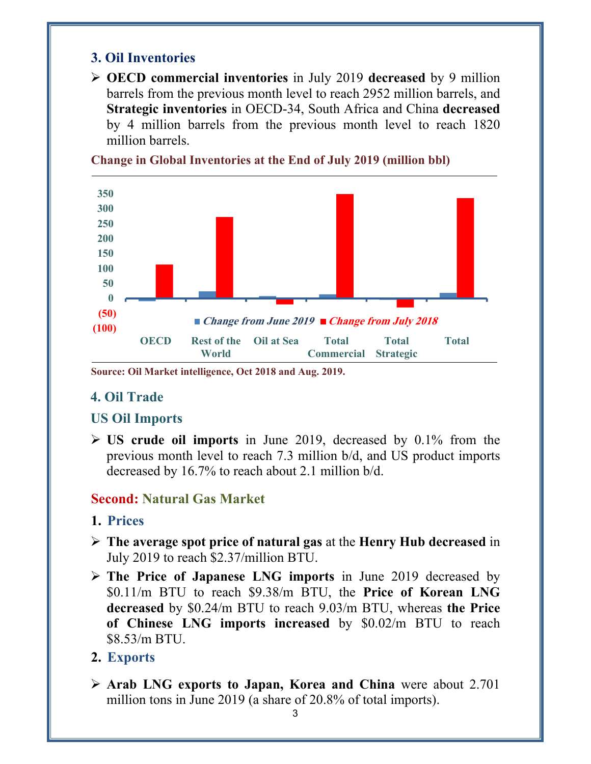## 3. Oil Inventories

- **OECD commercial inventories** in July 2019 **decreased** by 9 million barrels from the previous month level to reach 2952 million barrels, and **Strategic inventories** in OECD-34, South Africa and China **decreased** by 4 million barrels from the previous month level to reach 1820 million barrels.

**Change in Global Inventories at the End of July 2019 (million bbl)**

350
300
250
200
150
100
50
0
(50)
(100)

*Change from June 2019* *Change from July 2018*

OECD
Rest of the World
Oil at Sea
Total Commercial
Total Strategic
Total

**Source: Oil Market intelligence, Oct 2018 and Aug. 2019.**

## 4. Oil Trade

### US Oil Imports

- **US crude oil imports** in June 2019, decreased by 0.1% from the previous month level to reach 7.3 million b/d, and US product imports decreased by 16.7% to reach about 2.1 million b/d.

## Second: Natural Gas Market

### 1. Prices

- **The average spot price of natural gas** at the **Henry Hub decreased** in July 2019 to reach $2.37/million BTU.
- **The Price of Japanese LNG imports** in June 2019 decreased by $0.11/m BTU to reach $9.38/m BTU, the **Price of Korean LNG decreased** by $0.24/m BTU to reach 9.03/m BTU, whereas **the Price of Chinese LNG imports increased** by $0.02/m BTU to reach $8.53/m BTU.

### 2. Exports

- **Arab LNG exports to Japan, Korea and China** were about 2.701 million tons in June 2019 (a share of 20.8% of total imports).